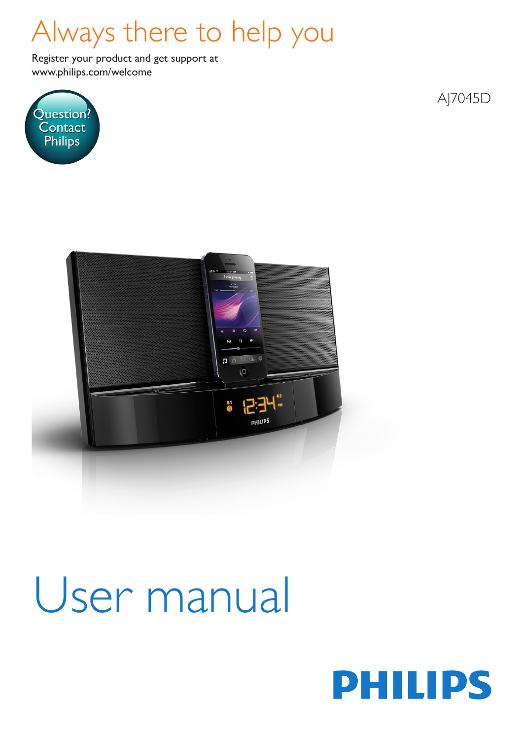# Always there to help you

Register your product and get support at
www.philips.com/welcome

Question?
Contact
Philips

AJ7045D

# User manual

PHILIPS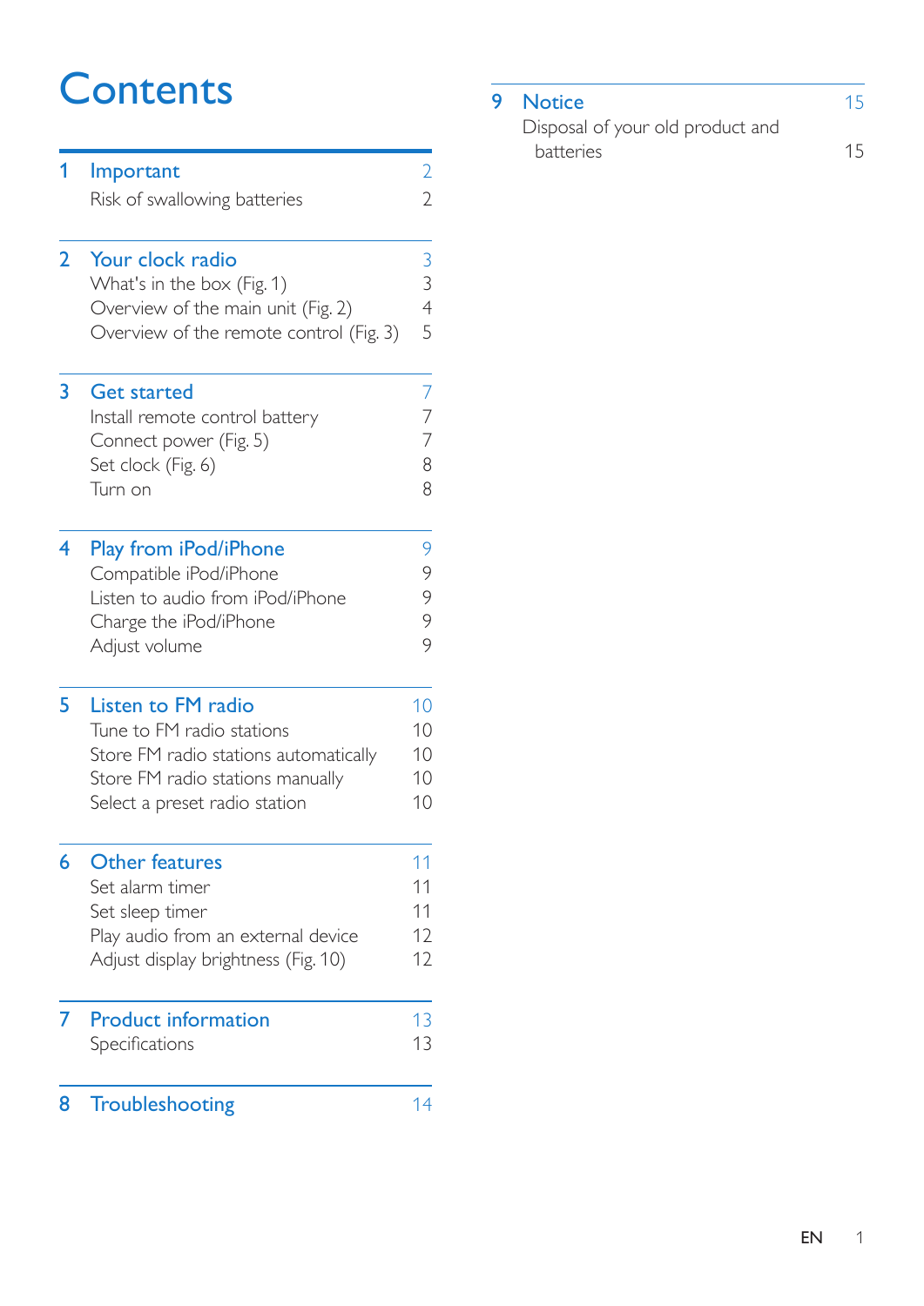# Contents

**1 Important** — 2
- Risk of swallowing batteries — 2

**2 Your clock radio** — 3
- What's in the box (Fig. 1) — 3
- Overview of the main unit (Fig. 2) — 4
- Overview of the remote control (Fig. 3) — 5

**3 Get started** — 7
- Install remote control battery — 7
- Connect power (Fig. 5) — 7
- Set clock (Fig. 6) — 8
- Turn on — 8

**4 Play from iPod/iPhone** — 9
- Compatible iPod/iPhone — 9
- Listen to audio from iPod/iPhone — 9
- Charge the iPod/iPhone — 9
- Adjust volume — 9

**5 Listen to FM radio** — 10
- Tune to FM radio stations — 10
- Store FM radio stations automatically — 10
- Store FM radio stations manually — 10
- Select a preset radio station — 10

**6 Other features** — 11
- Set alarm timer — 11
- Set sleep timer — 11
- Play audio from an external device — 12
- Adjust display brightness (Fig. 10) — 12

**7 Product information** — 13
- Specifications — 13

**8 Troubleshooting** — 14

**9 Notice** — 15
- Disposal of your old product and batteries — 15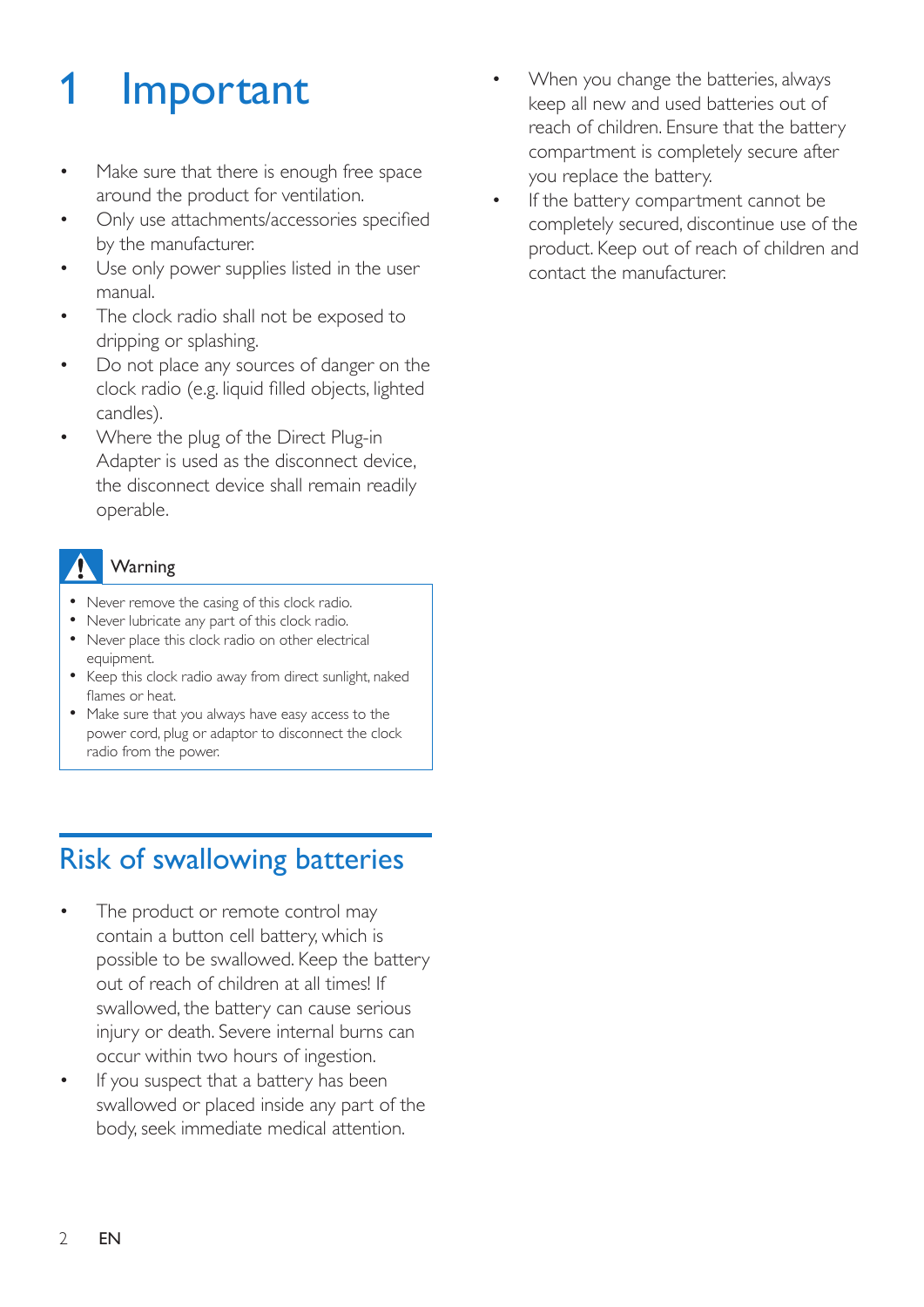# 1 Important

- Make sure that there is enough free space around the product for ventilation.
- Only use attachments/accessories specified by the manufacturer.
- Use only power supplies listed in the user manual.
- The clock radio shall not be exposed to dripping or splashing.
- Do not place any sources of danger on the clock radio (e.g. liquid filled objects, lighted candles).
- Where the plug of the Direct Plug-in Adapter is used as the disconnect device, the disconnect device shall remain readily operable.

**Warning**

- Never remove the casing of this clock radio.
- Never lubricate any part of this clock radio.
- Never place this clock radio on other electrical equipment.
- Keep this clock radio away from direct sunlight, naked flames or heat.
- Make sure that you always have easy access to the power cord, plug or adaptor to disconnect the clock radio from the power.

## Risk of swallowing batteries

- The product or remote control may contain a button cell battery, which is possible to be swallowed. Keep the battery out of reach of children at all times! If swallowed, the battery can cause serious injury or death. Severe internal burns can occur within two hours of ingestion.
- If you suspect that a battery has been swallowed or placed inside any part of the body, seek immediate medical attention.
- When you change the batteries, always keep all new and used batteries out of reach of children. Ensure that the battery compartment is completely secure after you replace the battery.
- If the battery compartment cannot be completely secured, discontinue use of the product. Keep out of reach of children and contact the manufacturer.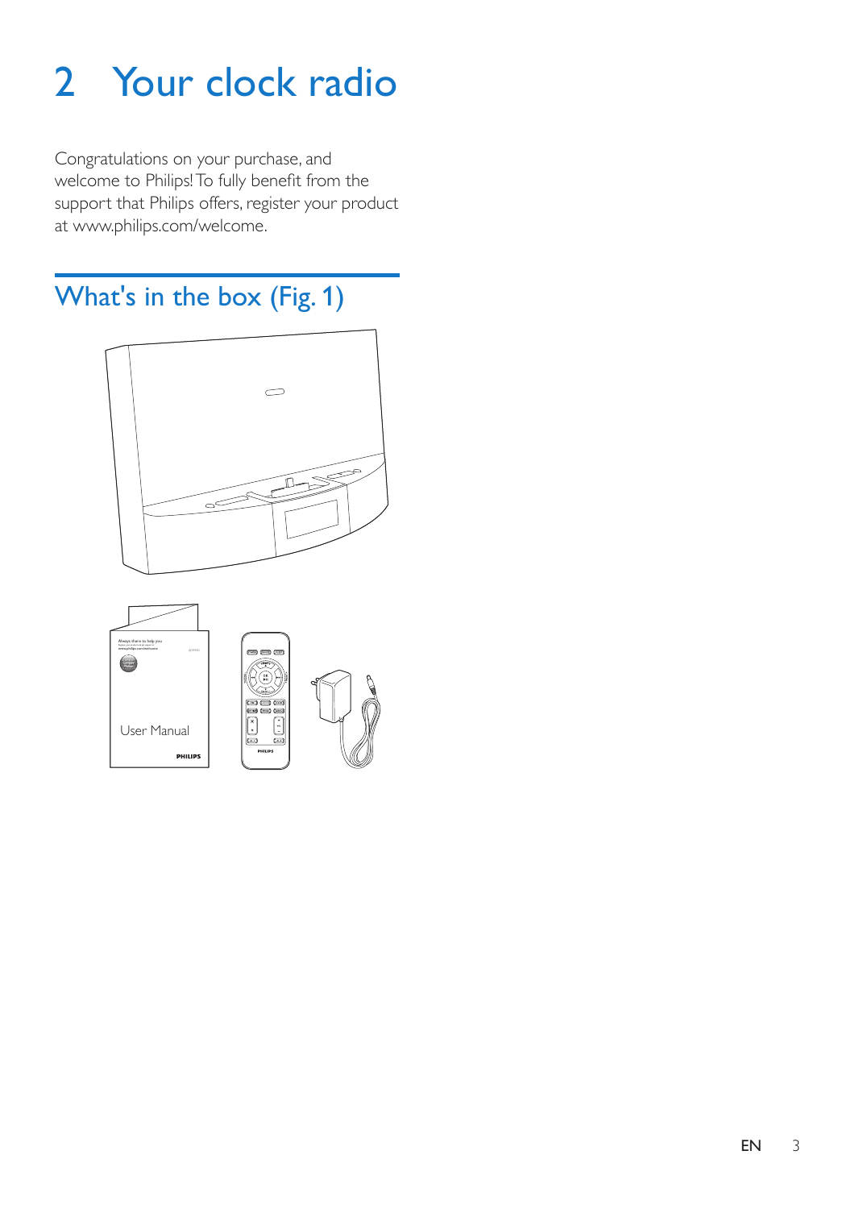# 2 Your clock radio

Congratulations on your purchase, and welcome to Philips! To fully benefit from the support that Philips offers, register your product at www.philips.com/welcome.

## What's in the box (Fig. 1)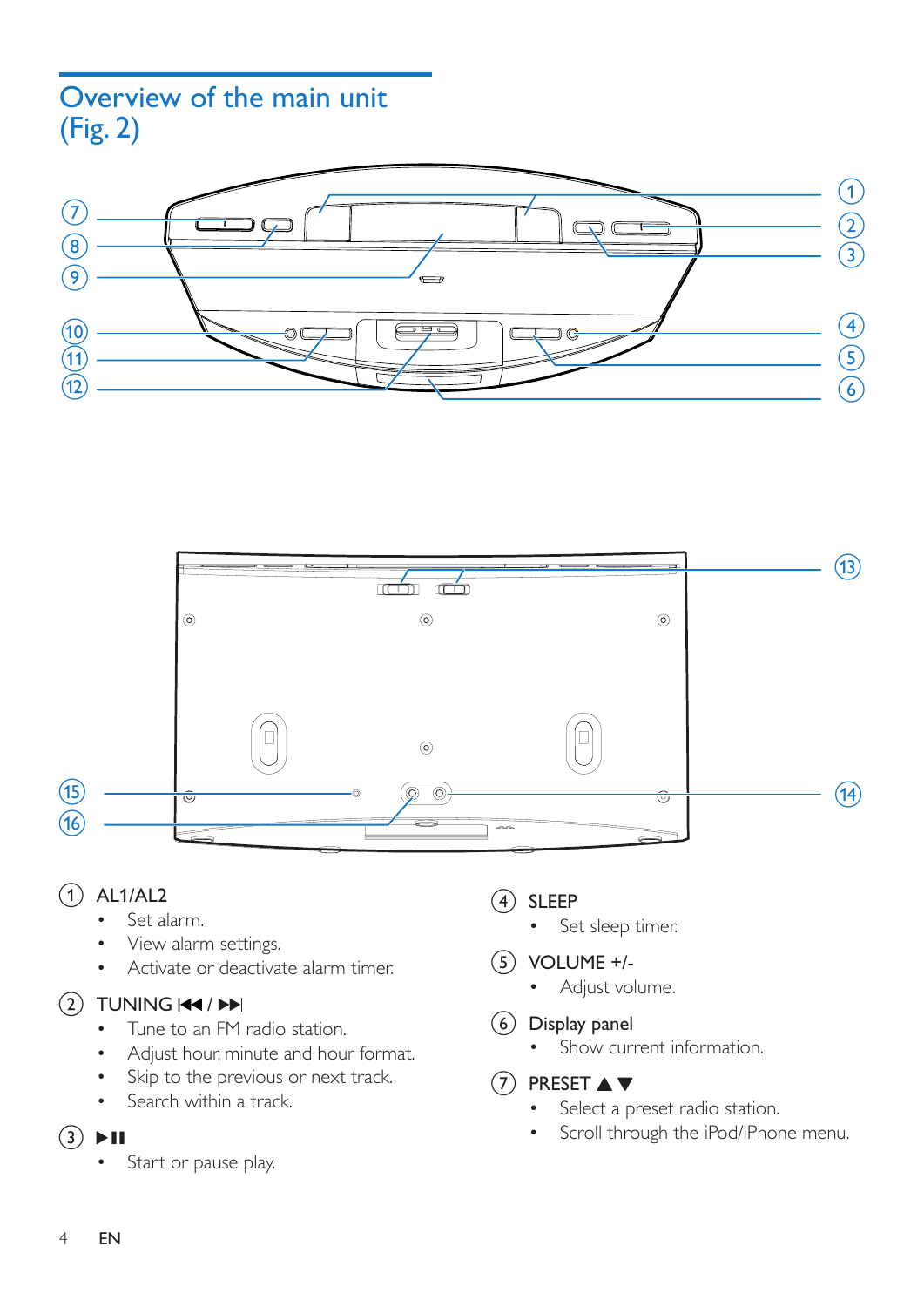## Overview of the main unit (Fig. 2)

1. AL1/AL2
   - Set alarm.
   - View alarm settings.
   - Activate or deactivate alarm timer.

2. TUNING ⏮ / ⏭
   - Tune to an FM radio station.
   - Adjust hour, minute and hour format.
   - Skip to the previous or next track.
   - Search within a track.

3. ▶❚❚
   - Start or pause play.

4. SLEEP
   - Set sleep timer.

5. VOLUME +/-
   - Adjust volume.

6. Display panel
   - Show current information.

7. PRESET ▲▼
   - Select a preset radio station.
   - Scroll through the iPod/iPhone menu.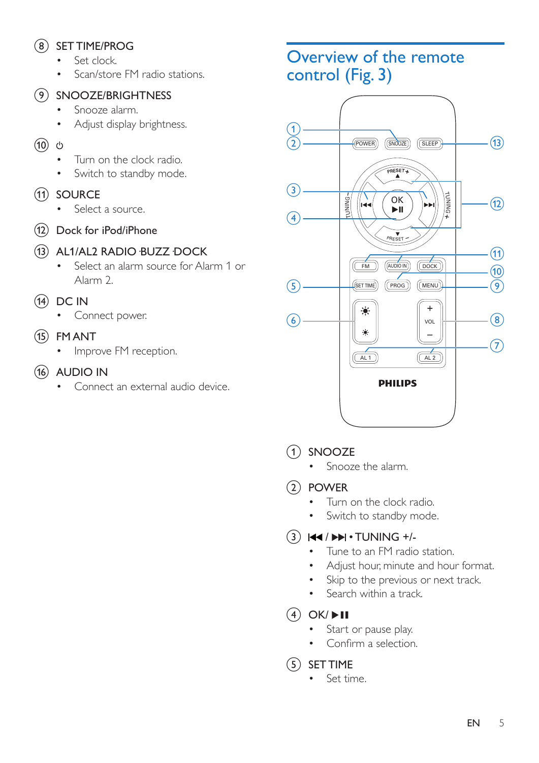⑧ SET TIME/PROG

- Set clock.
- Scan/store FM radio stations.

⑨ SNOOZE/BRIGHTNESS

- Snooze alarm.
- Adjust display brightness.

⑩ ⏻

- Turn on the clock radio.
- Switch to standby mode.

⑪ SOURCE

- Select a source.

⑫ Dock for iPod/iPhone

⑬ AL1/AL2 RADIO·BUZZ·DOCK

- Select an alarm source for Alarm 1 or Alarm 2.

⑭ DC IN

- Connect power.

⑮ FM ANT

- Improve FM reception.

⑯ AUDIO IN

- Connect an external audio device.

## Overview of the remote control (Fig. 3)

① SNOOZE

- Snooze the alarm.

② POWER

- Turn on the clock radio.
- Switch to standby mode.

③ ⏮ / ⏭ • TUNING +/-

- Tune to an FM radio station.
- Adjust hour, minute and hour format.
- Skip to the previous or next track.
- Search within a track.

④ OK/ ▶❚❚

- Start or pause play.
- Confirm a selection.

⑤ SET TIME

- Set time.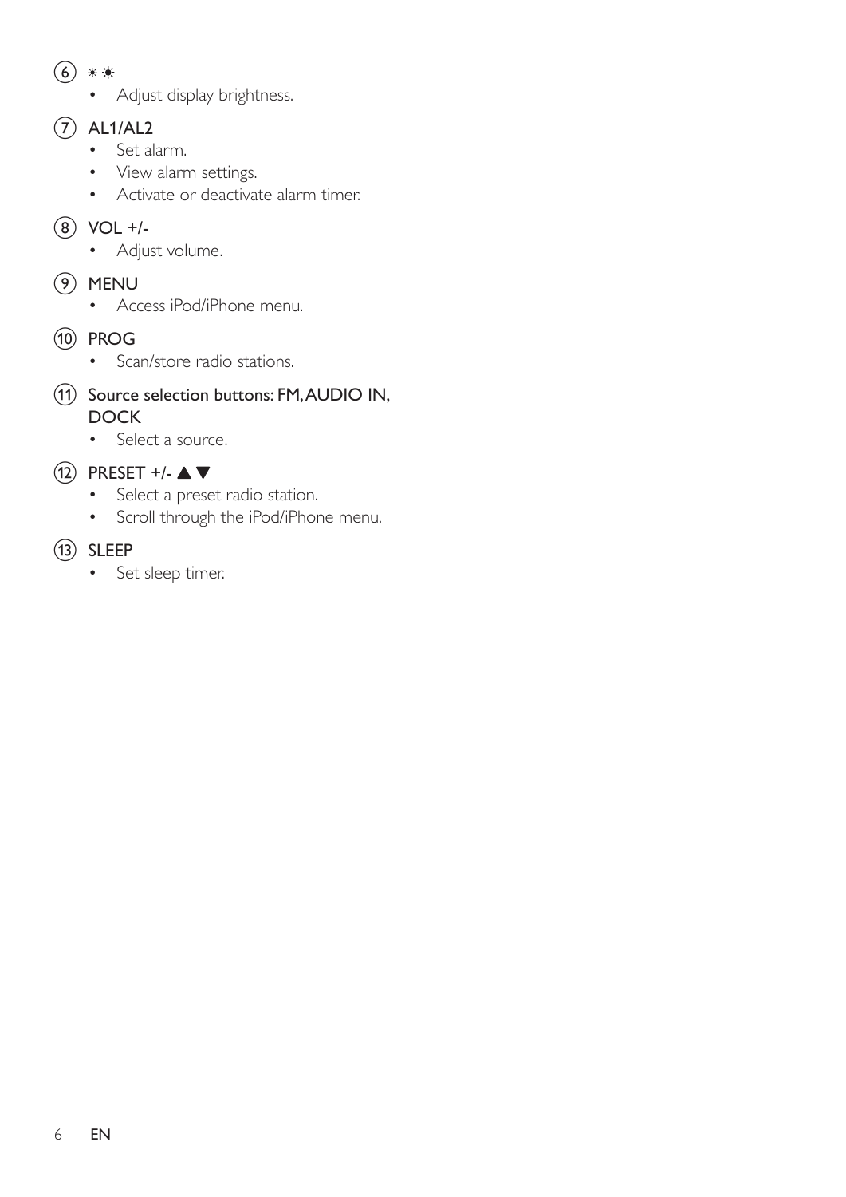(6) ☀☀
- Adjust display brightness.

(7) AL1/AL2
- Set alarm.
- View alarm settings.
- Activate or deactivate alarm timer.

(8) VOL +/-
- Adjust volume.

(9) MENU
- Access iPod/iPhone menu.

(10) PROG
- Scan/store radio stations.

(11) Source selection buttons: FM, AUDIO IN, DOCK
- Select a source.

(12) PRESET +/- ▲▼
- Select a preset radio station.
- Scroll through the iPod/iPhone menu.

(13) SLEEP
- Set sleep timer.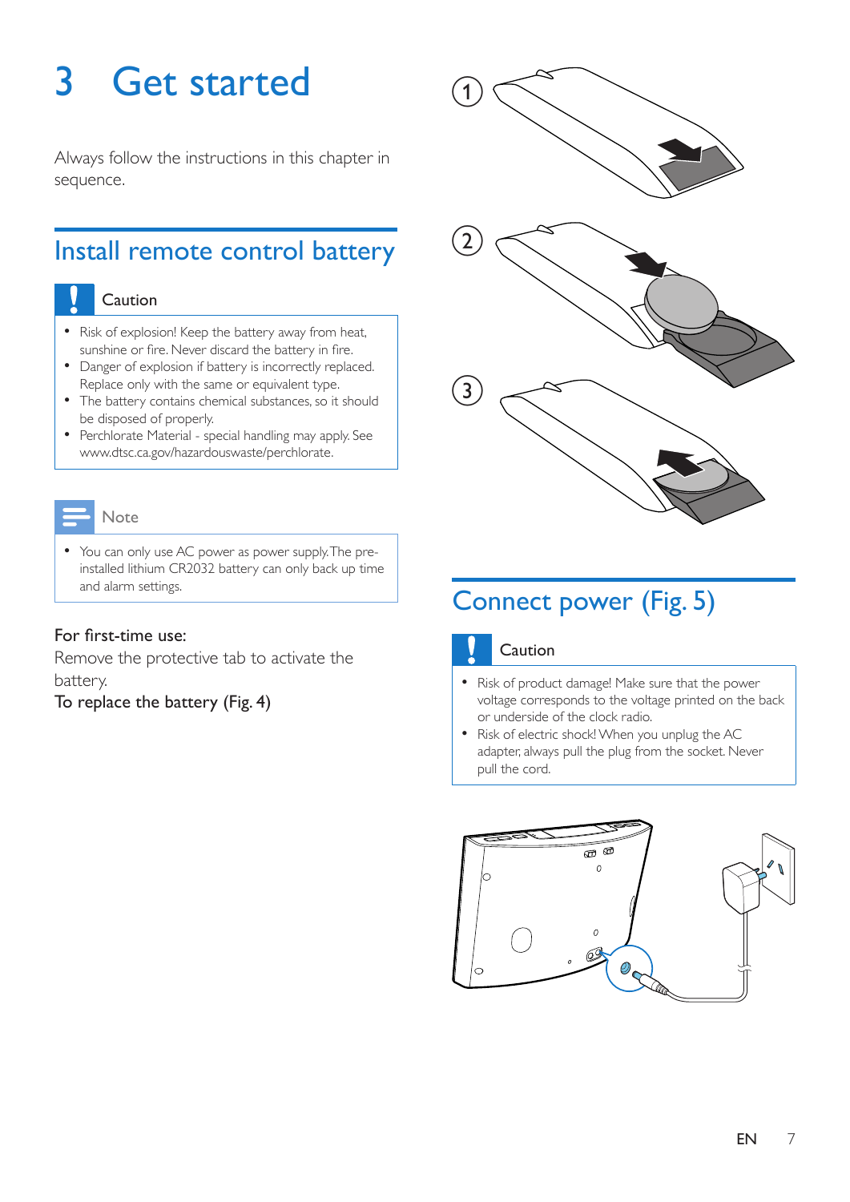# 3 Get started

Always follow the instructions in this chapter in sequence.

## Install remote control battery

**Caution**

- Risk of explosion! Keep the battery away from heat, sunshine or fire. Never discard the battery in fire.
- Danger of explosion if battery is incorrectly replaced. Replace only with the same or equivalent type.
- The battery contains chemical substances, so it should be disposed of properly.
- Perchlorate Material - special handling may apply. See www.dtsc.ca.gov/hazardouswaste/perchlorate.

**Note**

- You can only use AC power as power supply. The pre-installed lithium CR2032 battery can only back up time and alarm settings.

For first-time use:

Remove the protective tab to activate the battery.

To replace the battery (Fig. 4)

## Connect power (Fig. 5)

**Caution**

- Risk of product damage! Make sure that the power voltage corresponds to the voltage printed on the back or underside of the clock radio.
- Risk of electric shock! When you unplug the AC adapter, always pull the plug from the socket. Never pull the cord.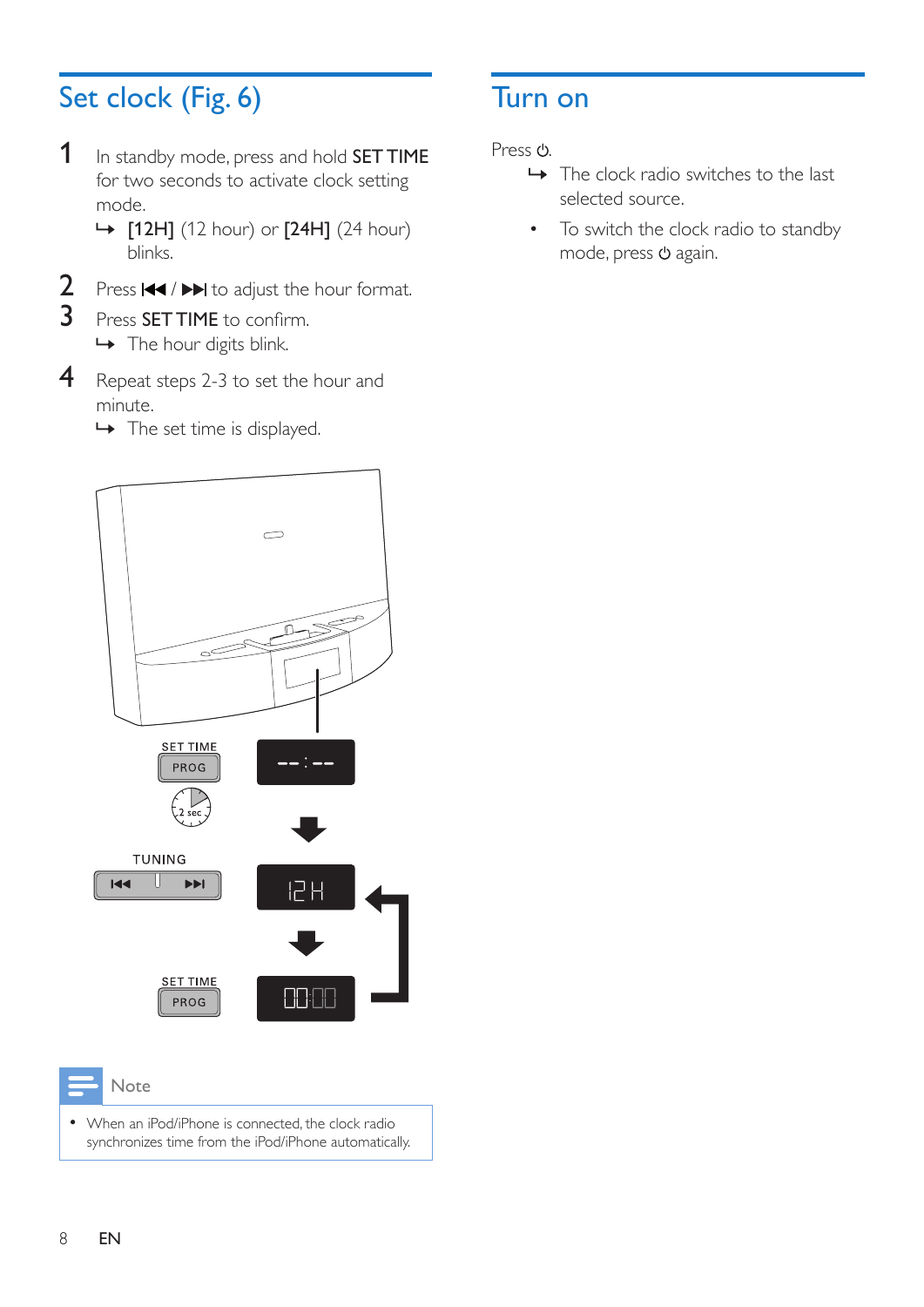## Set clock (Fig. 6)

1. In standby mode, press and hold **SET TIME** for two seconds to activate clock setting mode.
   ↳ **[12H]** (12 hour) or **[24H]** (24 hour) blinks.
2. Press ⏮ / ⏭ to adjust the hour format.
3. Press **SET TIME** to confirm.
   ↳ The hour digits blink.
4. Repeat steps 2-3 to set the hour and minute.
   ↳ The set time is displayed.

**Note**

- When an iPod/iPhone is connected, the clock radio synchronizes time from the iPod/iPhone automatically.

## Turn on

Press ⏻.

↳ The clock radio switches to the last selected source.

- To switch the clock radio to standby mode, press ⏻ again.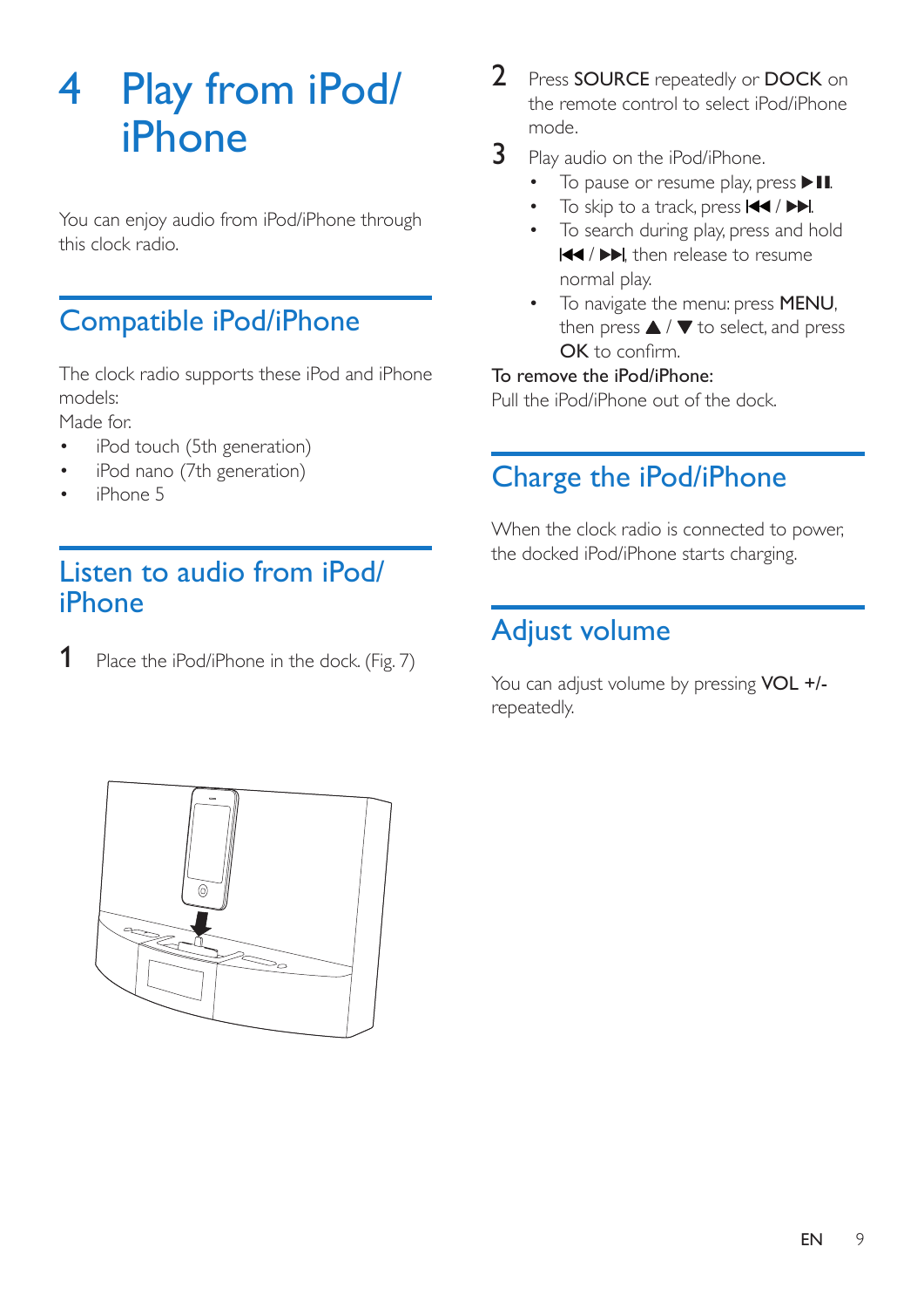# 4 Play from iPod/ iPhone

You can enjoy audio from iPod/iPhone through this clock radio.

## Compatible iPod/iPhone

The clock radio supports these iPod and iPhone models:

Made for.

- iPod touch (5th generation)
- iPod nano (7th generation)
- iPhone 5

## Listen to audio from iPod/ iPhone

1. Place the iPod/iPhone in the dock. (Fig. 7)
2. Press **SOURCE** repeatedly or **DOCK** on the remote control to select iPod/iPhone mode.
3. Play audio on the iPod/iPhone.
   - To pause or resume play, press ▶❚❚.
   - To skip to a track, press ❙◀◀ / ▶▶❙.
   - To search during play, press and hold ❙◀◀ / ▶▶❙, then release to resume normal play.
   - To navigate the menu: press **MENU**, then press ▲ / ▼ to select, and press **OK** to confirm.

To remove the iPod/iPhone:

Pull the iPod/iPhone out of the dock.

## Charge the iPod/iPhone

When the clock radio is connected to power, the docked iPod/iPhone starts charging.

## Adjust volume

You can adjust volume by pressing **VOL +/-** repeatedly.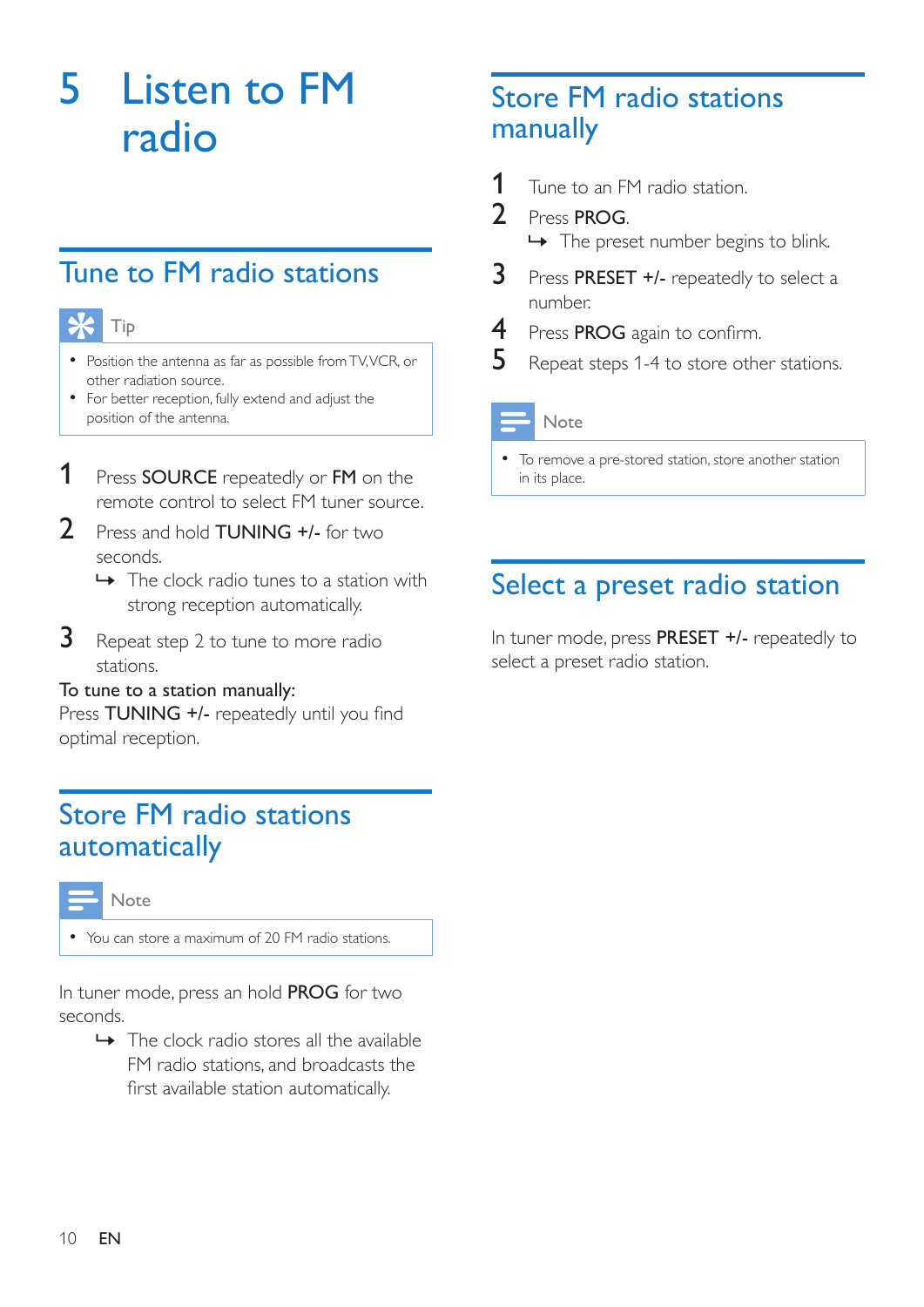# 5 Listen to FM radio

## Tune to FM radio stations

**Tip**

- Position the antenna as far as possible from TV,VCR, or other radiation source.
- For better reception, fully extend and adjust the position of the antenna.

1. Press **SOURCE** repeatedly or **FM** on the remote control to select FM tuner source.
2. Press and hold **TUNING +/-** for two seconds.
   - ↳ The clock radio tunes to a station with strong reception automatically.
3. Repeat step 2 to tune to more radio stations.

**To tune to a station manually:**

Press **TUNING +/-** repeatedly until you find optimal reception.

## Store FM radio stations automatically

**Note**

- You can store a maximum of 20 FM radio stations.

In tuner mode, press an hold **PROG** for two seconds.

- ↳ The clock radio stores all the available FM radio stations, and broadcasts the first available station automatically.

## Store FM radio stations manually

1. Tune to an FM radio station.
2. Press **PROG**.
   - ↳ The preset number begins to blink.
3. Press **PRESET +/-** repeatedly to select a number.
4. Press **PROG** again to confirm.
5. Repeat steps 1-4 to store other stations.

**Note**

- To remove a pre-stored station, store another station in its place.

## Select a preset radio station

In tuner mode, press **PRESET +/-** repeatedly to select a preset radio station.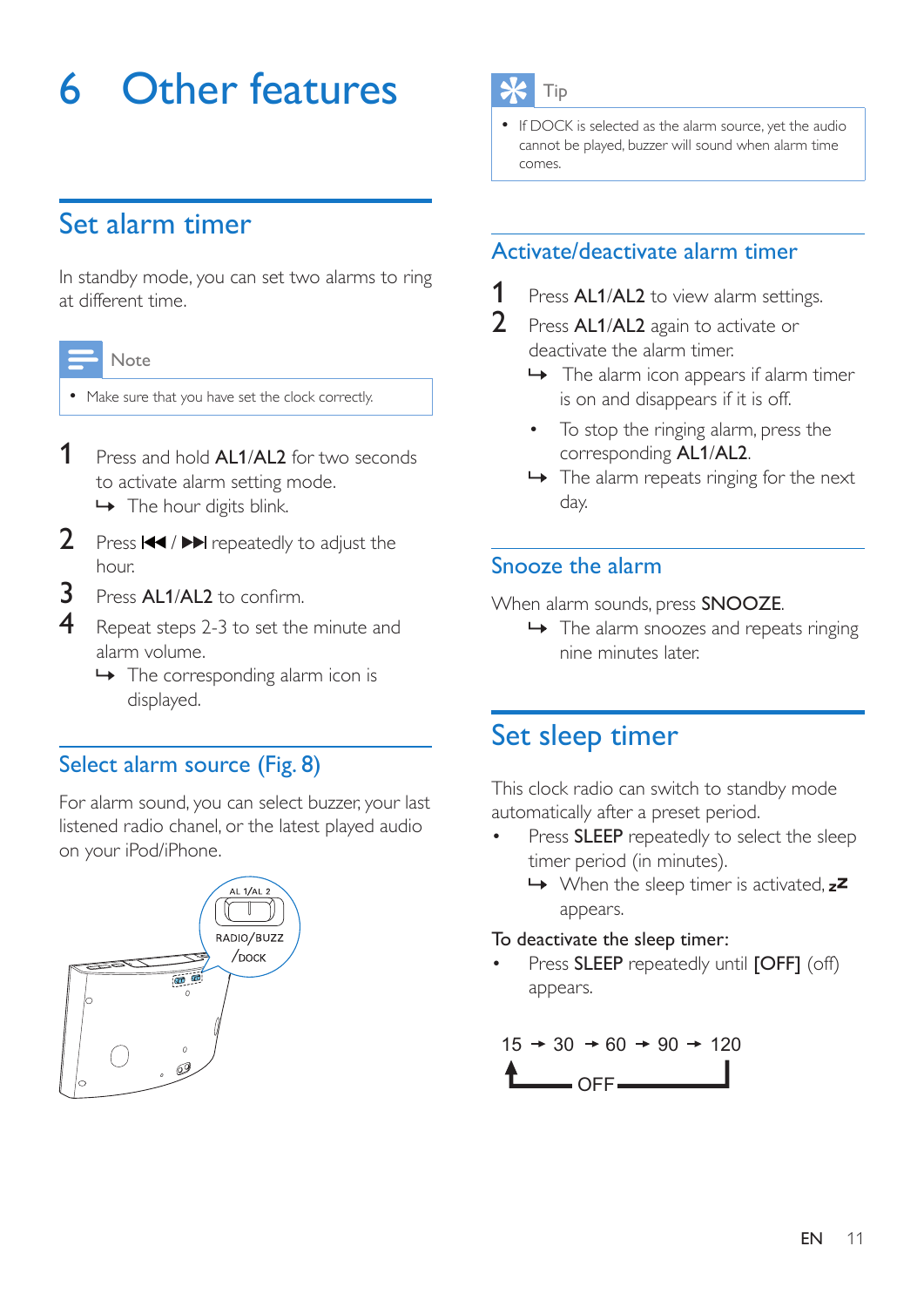# 6 Other features

## Set alarm timer

In standby mode, you can set two alarms to ring at different time.

> **Note**
>
> - Make sure that you have set the clock correctly.

1. Press and hold **AL1**/**AL2** for two seconds to activate alarm setting mode.
   ↳ The hour digits blink.
2. Press ⏮ / ⏭ repeatedly to adjust the hour.
3. Press **AL1**/**AL2** to confirm.
4. Repeat steps 2-3 to set the minute and alarm volume.
   ↳ The corresponding alarm icon is displayed.

### Select alarm source (Fig. 8)

For alarm sound, you can select buzzer, your last listened radio chanel, or the latest played audio on your iPod/iPhone.

> **Tip**
>
> - If DOCK is selected as the alarm source, yet the audio cannot be played, buzzer will sound when alarm time comes.

### Activate/deactivate alarm timer

1. Press **AL1**/**AL2** to view alarm settings.
2. Press **AL1**/**AL2** again to activate or deactivate the alarm timer.
   ↳ The alarm icon appears if alarm timer is on and disappears if it is off.
   - To stop the ringing alarm, press the corresponding **AL1**/**AL2**.
   ↳ The alarm repeats ringing for the next day.

### Snooze the alarm

When alarm sounds, press **SNOOZE**.
↳ The alarm snoozes and repeats ringing nine minutes later.

## Set sleep timer

This clock radio can switch to standby mode automatically after a preset period.

- Press **SLEEP** repeatedly to select the sleep timer period (in minutes).
  ↳ When the sleep timer is activated, zᶻ appears.

To deactivate the sleep timer:

- Press **SLEEP** repeatedly until **[OFF]** (off) appears.

15 → 30 → 60 → 90 → 120 → OFF → 15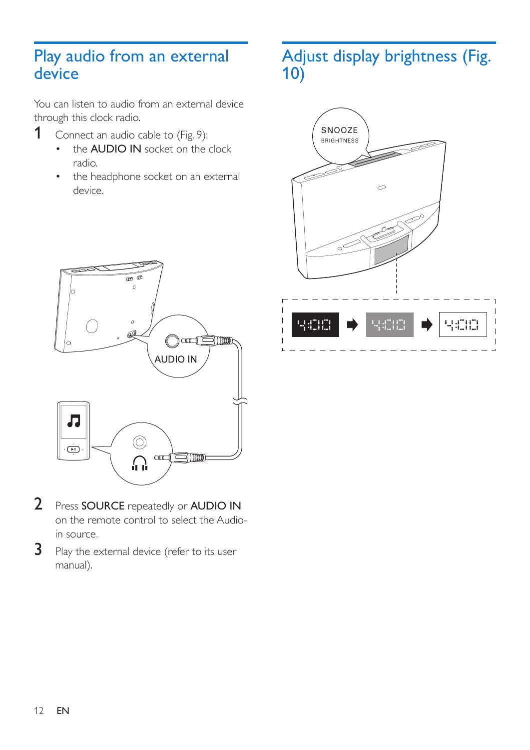## Play audio from an external device

You can listen to audio from an external device through this clock radio.

1. Connect an audio cable to (Fig. 9):
   - the **AUDIO IN** socket on the clock radio.
   - the headphone socket on an external device.
2. Press **SOURCE** repeatedly or **AUDIO IN** on the remote control to select the Audio-in source.
3. Play the external device (refer to its user manual).

## Adjust display brightness (Fig. 10)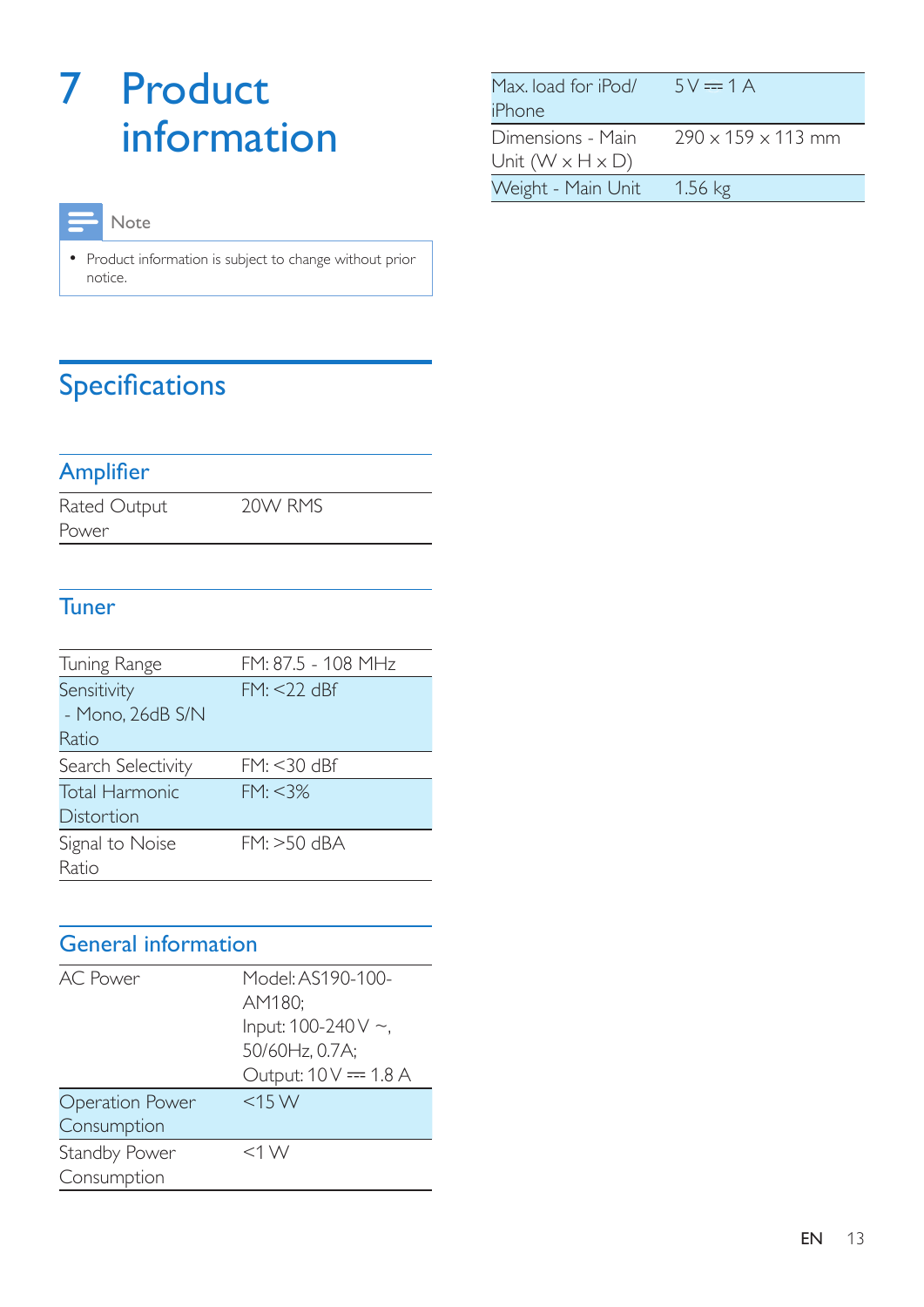# 7 Product information

> **Note**
>
> - Product information is subject to change without prior notice.

## Specifications

### Amplifier

| | |
|---|---|
| Rated Output Power | 20W RMS |

### Tuner

| | |
|---|---|
| Tuning Range | FM: 87.5 - 108 MHz |
| Sensitivity - Mono, 26dB S/N Ratio | FM: <22 dBf |
| Search Selectivity | FM: <30 dBf |
| Total Harmonic Distortion | FM: <3% |
| Signal to Noise Ratio | FM: >50 dBA |

### General information

| | |
|---|---|
| AC Power | Model: AS190-100-AM180; Input: 100-240 V ~, 50/60Hz, 0.7A; Output: 10 V ⎓ 1.8 A |
| Operation Power Consumption | <15 W |
| Standby Power Consumption | <1 W |
| Max. load for iPod/ iPhone | 5 V ⎓ 1 A |
| Dimensions - Main Unit (W x H x D) | 290 x 159 x 113 mm |
| Weight - Main Unit | 1.56 kg |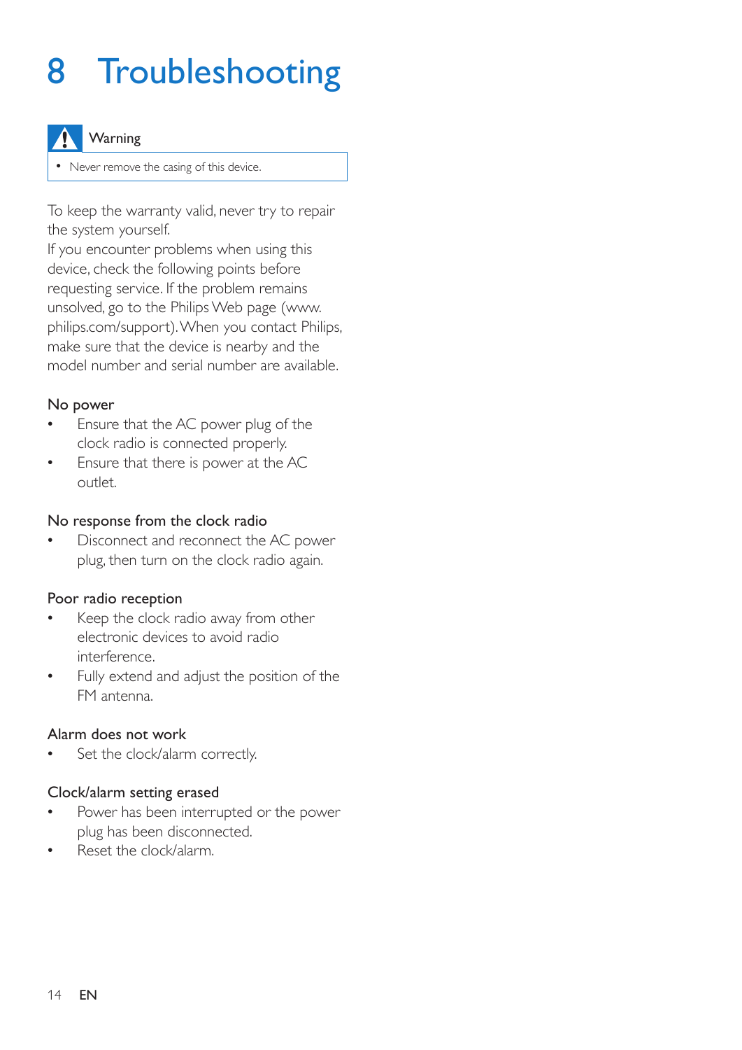# 8 Troubleshooting

**Warning**

- Never remove the casing of this device.

To keep the warranty valid, never try to repair the system yourself.
If you encounter problems when using this device, check the following points before requesting service. If the problem remains unsolved, go to the Philips Web page (www.philips.com/support). When you contact Philips, make sure that the device is nearby and the model number and serial number are available.

### No power

- Ensure that the AC power plug of the clock radio is connected properly.
- Ensure that there is power at the AC outlet.

### No response from the clock radio

- Disconnect and reconnect the AC power plug, then turn on the clock radio again.

### Poor radio reception

- Keep the clock radio away from other electronic devices to avoid radio interference.
- Fully extend and adjust the position of the FM antenna.

### Alarm does not work

- Set the clock/alarm correctly.

### Clock/alarm setting erased

- Power has been interrupted or the power plug has been disconnected.
- Reset the clock/alarm.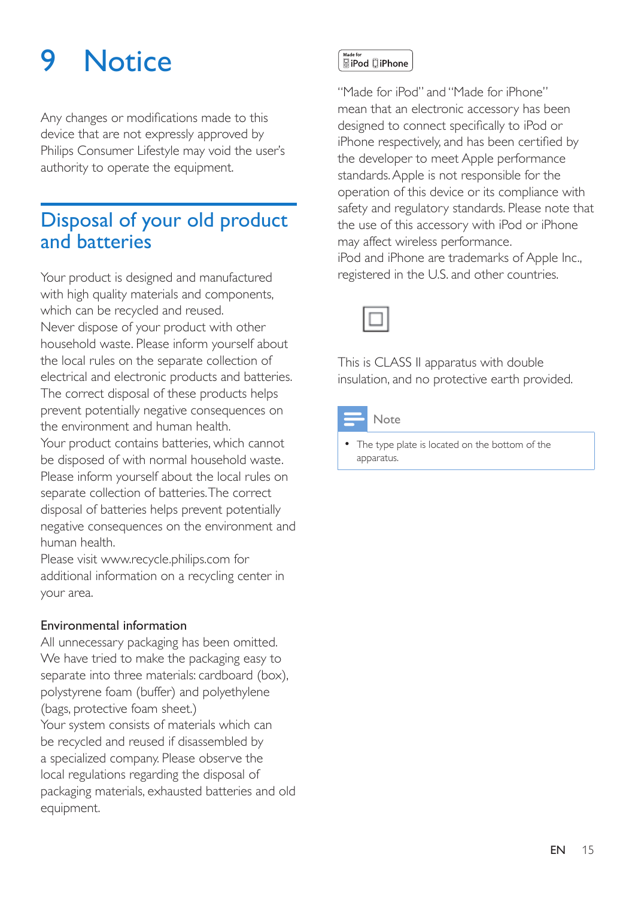# 9 Notice

Any changes or modifications made to this device that are not expressly approved by Philips Consumer Lifestyle may void the user's authority to operate the equipment.

## Disposal of your old product and batteries

Your product is designed and manufactured with high quality materials and components, which can be recycled and reused.
Never dispose of your product with other household waste. Please inform yourself about the local rules on the separate collection of electrical and electronic products and batteries. The correct disposal of these products helps prevent potentially negative consequences on the environment and human health.
Your product contains batteries, which cannot be disposed of with normal household waste. Please inform yourself about the local rules on separate collection of batteries. The correct disposal of batteries helps prevent potentially negative consequences on the environment and human health.
Please visit www.recycle.philips.com for additional information on a recycling center in your area.

### Environmental information

All unnecessary packaging has been omitted. We have tried to make the packaging easy to separate into three materials: cardboard (box), polystyrene foam (buffer) and polyethylene (bags, protective foam sheet.)
Your system consists of materials which can be recycled and reused if disassembled by a specialized company. Please observe the local regulations regarding the disposal of packaging materials, exhausted batteries and old equipment.

Made for iPod iPhone

"Made for iPod" and "Made for iPhone" mean that an electronic accessory has been designed to connect specifically to iPod or iPhone respectively, and has been certified by the developer to meet Apple performance standards. Apple is not responsible for the operation of this device or its compliance with safety and regulatory standards. Please note that the use of this accessory with iPod or iPhone may affect wireless performance.
iPod and iPhone are trademarks of Apple Inc., registered in the U.S. and other countries.

This is CLASS II apparatus with double insulation, and no protective earth provided.

**Note**

- The type plate is located on the bottom of the apparatus.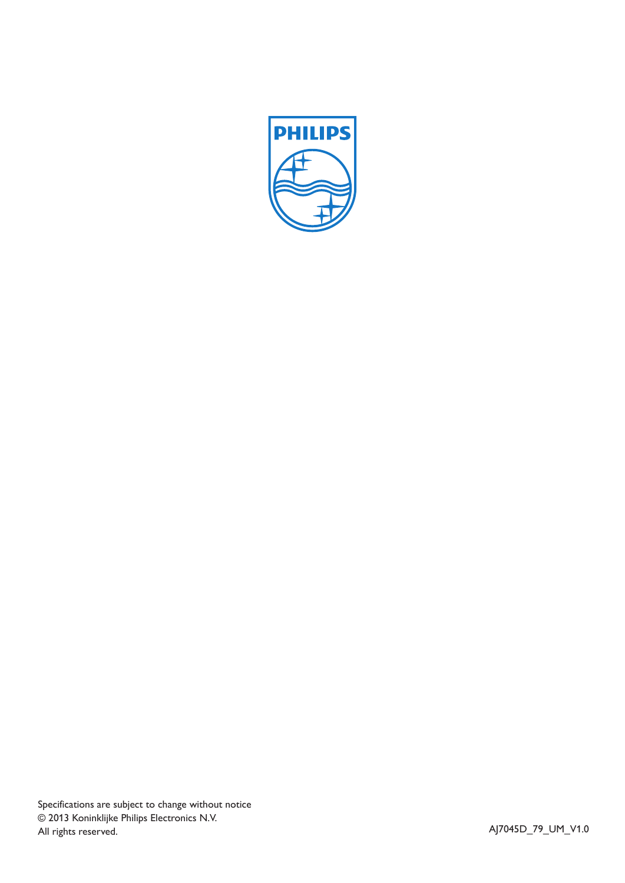PHILIPS

Specifications are subject to change without notice
© 2013 Koninklijke Philips Electronics N.V.
All rights reserved.

AJ7045D_79_UM_V1.0